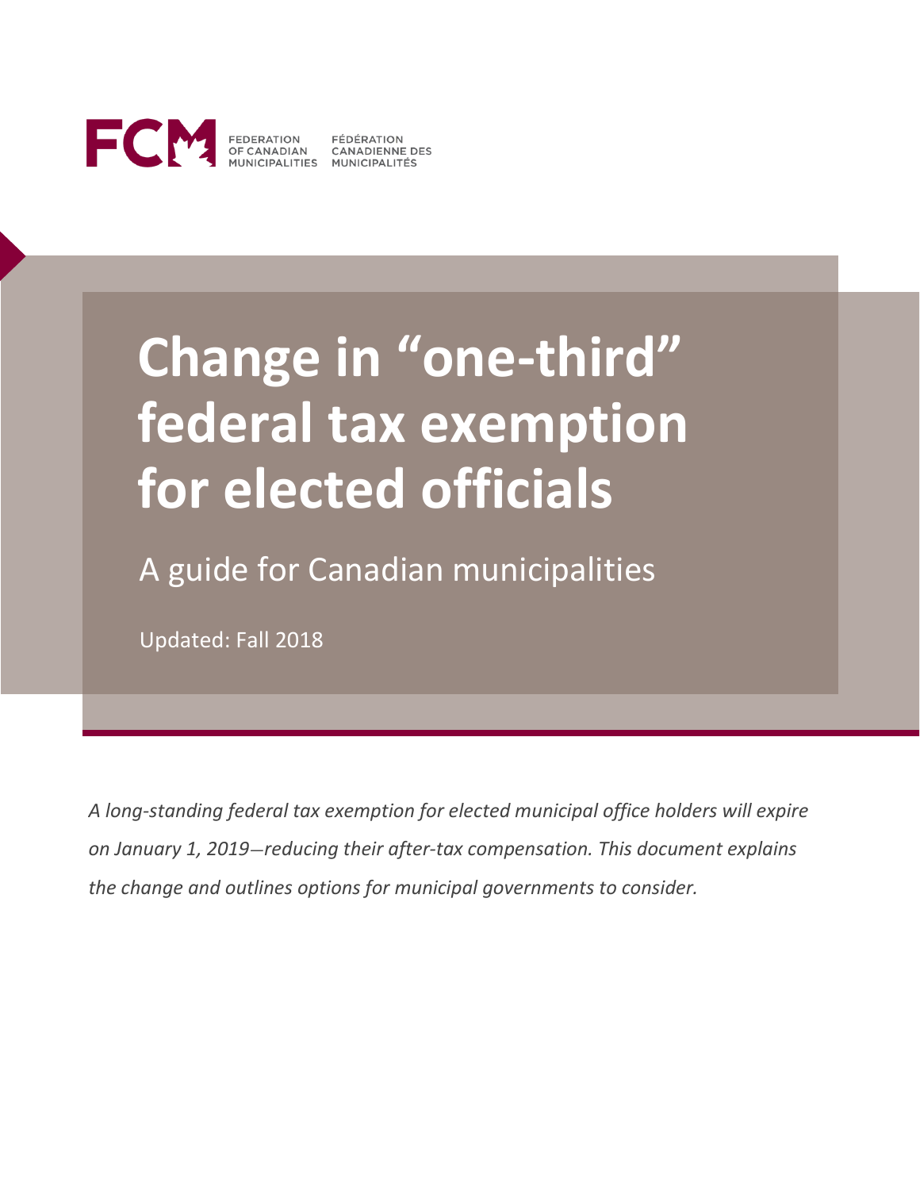FCM FEDERATION OF CANADIAN MUNICIPALITIES FÉDÉRATION CANADIENNE DES MUNICIPALITÉS

# Change in "one-third" federal tax exemption for elected officials

## A guide for Canadian municipalities

Updated: Fall 2018

*A long-standing federal tax exemption for elected municipal office holders will expire on January 1, 2019—reducing their after-tax compensation. This document explains the change and outlines options for municipal governments to consider.*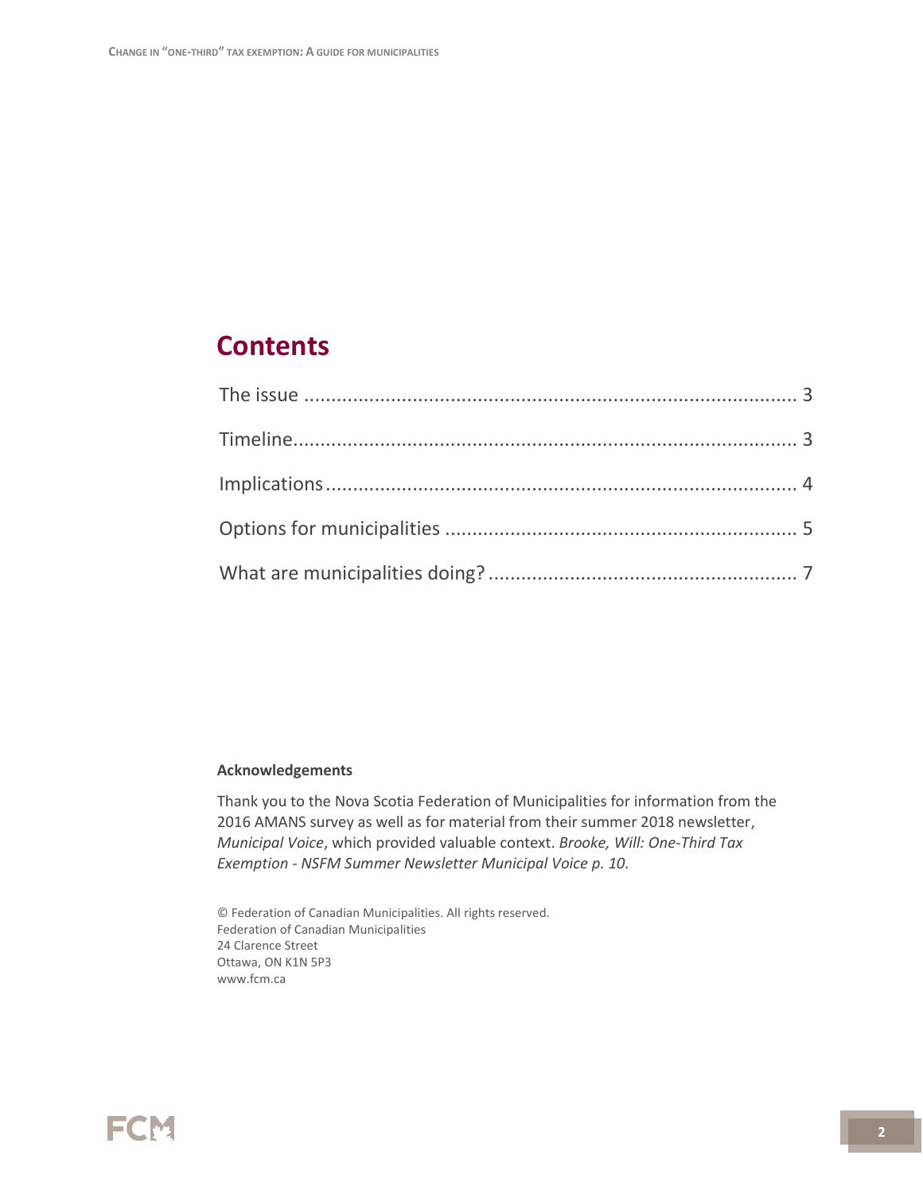## Contents

The issue ........................................................................................ 3

Timeline........................................................................................... 3

Implications ..................................................................................... 4

Options for municipalities ................................................................ 5

What are municipalities doing? ........................................................ 7

**Acknowledgements**

Thank you to the Nova Scotia Federation of Municipalities for information from the 2016 AMANS survey as well as for material from their summer 2018 newsletter, *Municipal Voice*, which provided valuable context. *Brooke, Will: One-Third Tax Exemption - NSFM Summer Newsletter Municipal Voice p. 10.*

© Federation of Canadian Municipalities. All rights reserved.
Federation of Canadian Municipalities
24 Clarence Street
Ottawa, ON K1N 5P3
www.fcm.ca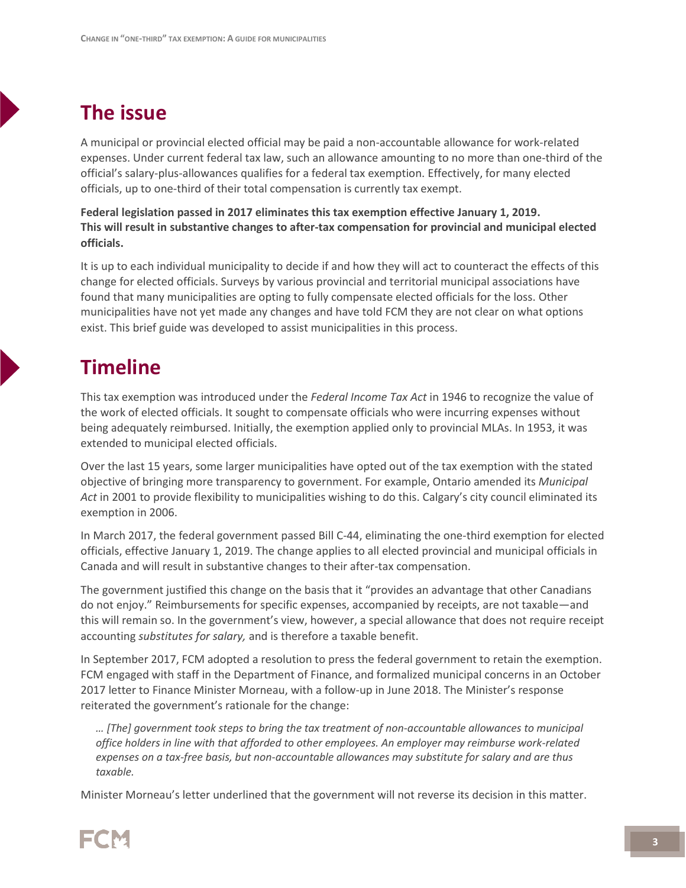## The issue

A municipal or provincial elected official may be paid a non-accountable allowance for work-related expenses. Under current federal tax law, such an allowance amounting to no more than one-third of the official's salary-plus-allowances qualifies for a federal tax exemption. Effectively, for many elected officials, up to one-third of their total compensation is currently tax exempt.

**Federal legislation passed in 2017 eliminates this tax exemption effective January 1, 2019. This will result in substantive changes to after-tax compensation for provincial and municipal elected officials.**

It is up to each individual municipality to decide if and how they will act to counteract the effects of this change for elected officials. Surveys by various provincial and territorial municipal associations have found that many municipalities are opting to fully compensate elected officials for the loss. Other municipalities have not yet made any changes and have told FCM they are not clear on what options exist. This brief guide was developed to assist municipalities in this process.

## Timeline

This tax exemption was introduced under the *Federal Income Tax Act* in 1946 to recognize the value of the work of elected officials. It sought to compensate officials who were incurring expenses without being adequately reimbursed. Initially, the exemption applied only to provincial MLAs. In 1953, it was extended to municipal elected officials.

Over the last 15 years, some larger municipalities have opted out of the tax exemption with the stated objective of bringing more transparency to government. For example, Ontario amended its *Municipal Act* in 2001 to provide flexibility to municipalities wishing to do this. Calgary's city council eliminated its exemption in 2006.

In March 2017, the federal government passed Bill C-44, eliminating the one-third exemption for elected officials, effective January 1, 2019. The change applies to all elected provincial and municipal officials in Canada and will result in substantive changes to their after-tax compensation.

The government justified this change on the basis that it "provides an advantage that other Canadians do not enjoy." Reimbursements for specific expenses, accompanied by receipts, are not taxable—and this will remain so. In the government's view, however, a special allowance that does not require receipt accounting *substitutes for salary,* and is therefore a taxable benefit.

In September 2017, FCM adopted a resolution to press the federal government to retain the exemption. FCM engaged with staff in the Department of Finance, and formalized municipal concerns in an October 2017 letter to Finance Minister Morneau, with a follow-up in June 2018. The Minister's response reiterated the government's rationale for the change:

> *… [The] government took steps to bring the tax treatment of non-accountable allowances to municipal office holders in line with that afforded to other employees. An employer may reimburse work-related expenses on a tax-free basis, but non-accountable allowances may substitute for salary and are thus taxable.*

Minister Morneau's letter underlined that the government will not reverse its decision in this matter.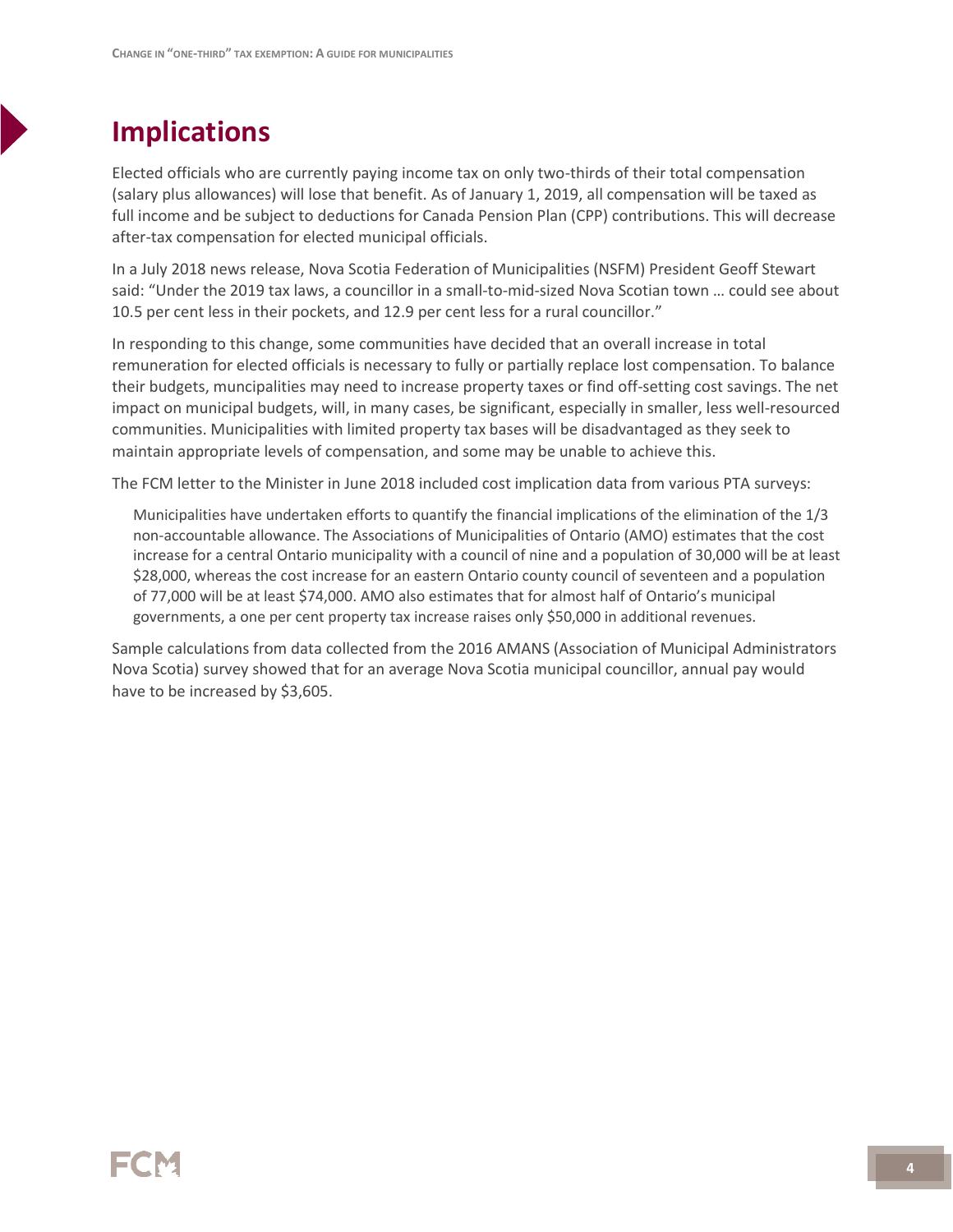## Implications

Elected officials who are currently paying income tax on only two-thirds of their total compensation (salary plus allowances) will lose that benefit. As of January 1, 2019, all compensation will be taxed as full income and be subject to deductions for Canada Pension Plan (CPP) contributions. This will decrease after-tax compensation for elected municipal officials.

In a July 2018 news release, Nova Scotia Federation of Municipalities (NSFM) President Geoff Stewart said: "Under the 2019 tax laws, a councillor in a small-to-mid-sized Nova Scotian town … could see about 10.5 per cent less in their pockets, and 12.9 per cent less for a rural councillor."

In responding to this change, some communities have decided that an overall increase in total remuneration for elected officials is necessary to fully or partially replace lost compensation. To balance their budgets, muncipalities may need to increase property taxes or find off-setting cost savings. The net impact on municipal budgets, will, in many cases, be significant, especially in smaller, less well-resourced communities. Municipalities with limited property tax bases will be disadvantaged as they seek to maintain appropriate levels of compensation, and some may be unable to achieve this.

The FCM letter to the Minister in June 2018 included cost implication data from various PTA surveys:

> Municipalities have undertaken efforts to quantify the financial implications of the elimination of the 1/3 non-accountable allowance. The Associations of Municipalities of Ontario (AMO) estimates that the cost increase for a central Ontario municipality with a council of nine and a population of 30,000 will be at least $28,000, whereas the cost increase for an eastern Ontario county council of seventeen and a population of 77,000 will be at least $74,000. AMO also estimates that for almost half of Ontario's municipal governments, a one per cent property tax increase raises only $50,000 in additional revenues.

Sample calculations from data collected from the 2016 AMANS (Association of Municipal Administrators Nova Scotia) survey showed that for an average Nova Scotia municipal councillor, annual pay would have to be increased by $3,605.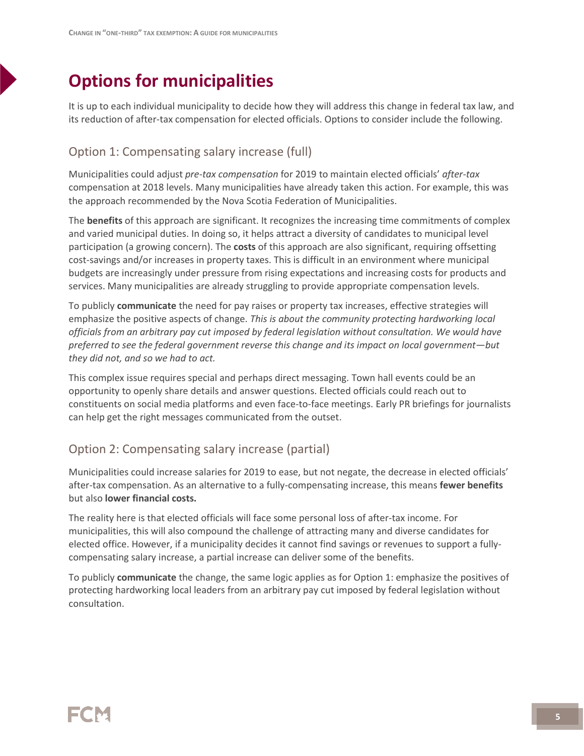# Options for municipalities

It is up to each individual municipality to decide how they will address this change in federal tax law, and its reduction of after-tax compensation for elected officials. Options to consider include the following.

## Option 1: Compensating salary increase (full)

Municipalities could adjust *pre-tax compensation* for 2019 to maintain elected officials' *after-tax* compensation at 2018 levels. Many municipalities have already taken this action. For example, this was the approach recommended by the Nova Scotia Federation of Municipalities.

The **benefits** of this approach are significant. It recognizes the increasing time commitments of complex and varied municipal duties. In doing so, it helps attract a diversity of candidates to municipal level participation (a growing concern). The **costs** of this approach are also significant, requiring offsetting cost-savings and/or increases in property taxes. This is difficult in an environment where municipal budgets are increasingly under pressure from rising expectations and increasing costs for products and services. Many municipalities are already struggling to provide appropriate compensation levels.

To publicly **communicate** the need for pay raises or property tax increases, effective strategies will emphasize the positive aspects of change. *This is about the community protecting hardworking local officials from an arbitrary pay cut imposed by federal legislation without consultation. We would have preferred to see the federal government reverse this change and its impact on local government—but they did not, and so we had to act.*

This complex issue requires special and perhaps direct messaging. Town hall events could be an opportunity to openly share details and answer questions. Elected officials could reach out to constituents on social media platforms and even face-to-face meetings. Early PR briefings for journalists can help get the right messages communicated from the outset.

## Option 2: Compensating salary increase (partial)

Municipalities could increase salaries for 2019 to ease, but not negate, the decrease in elected officials' after-tax compensation. As an alternative to a fully-compensating increase, this means **fewer benefits** but also **lower financial costs.**

The reality here is that elected officials will face some personal loss of after-tax income. For municipalities, this will also compound the challenge of attracting many and diverse candidates for elected office. However, if a municipality decides it cannot find savings or revenues to support a fully-compensating salary increase, a partial increase can deliver some of the benefits.

To publicly **communicate** the change, the same logic applies as for Option 1: emphasize the positives of protecting hardworking local leaders from an arbitrary pay cut imposed by federal legislation without consultation.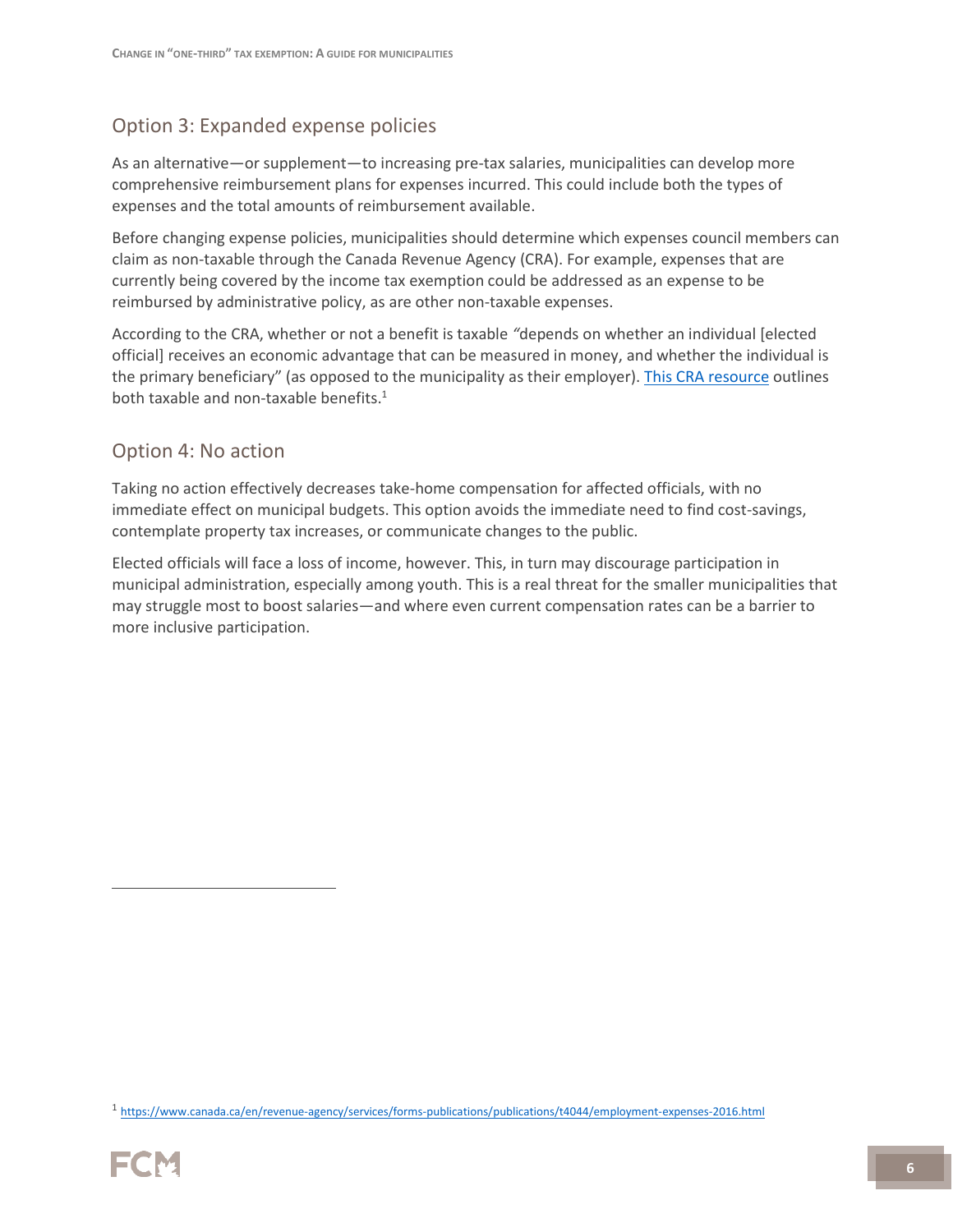## Option 3: Expanded expense policies

As an alternative—or supplement—to increasing pre-tax salaries, municipalities can develop more comprehensive reimbursement plans for expenses incurred. This could include both the types of expenses and the total amounts of reimbursement available.

Before changing expense policies, municipalities should determine which expenses council members can claim as non-taxable through the Canada Revenue Agency (CRA). For example, expenses that are currently being covered by the income tax exemption could be addressed as an expense to be reimbursed by administrative policy, as are other non-taxable expenses.

According to the CRA, whether or not a benefit is taxable "depends on whether an individual [elected official] receives an economic advantage that can be measured in money, and whether the individual is the primary beneficiary" (as opposed to the municipality as their employer). [This CRA resource](https://www.canada.ca/en/revenue-agency/services/forms-publications/publications/t4044/employment-expenses-2016.html) outlines both taxable and non-taxable benefits.[1]

## Option 4: No action

Taking no action effectively decreases take-home compensation for affected officials, with no immediate effect on municipal budgets. This option avoids the immediate need to find cost-savings, contemplate property tax increases, or communicate changes to the public.

Elected officials will face a loss of income, however. This, in turn may discourage participation in municipal administration, especially among youth. This is a real threat for the smaller municipalities that may struggle most to boost salaries—and where even current compensation rates can be a barrier to more inclusive participation.

---

[1] https://www.canada.ca/en/revenue-agency/services/forms-publications/publications/t4044/employment-expenses-2016.html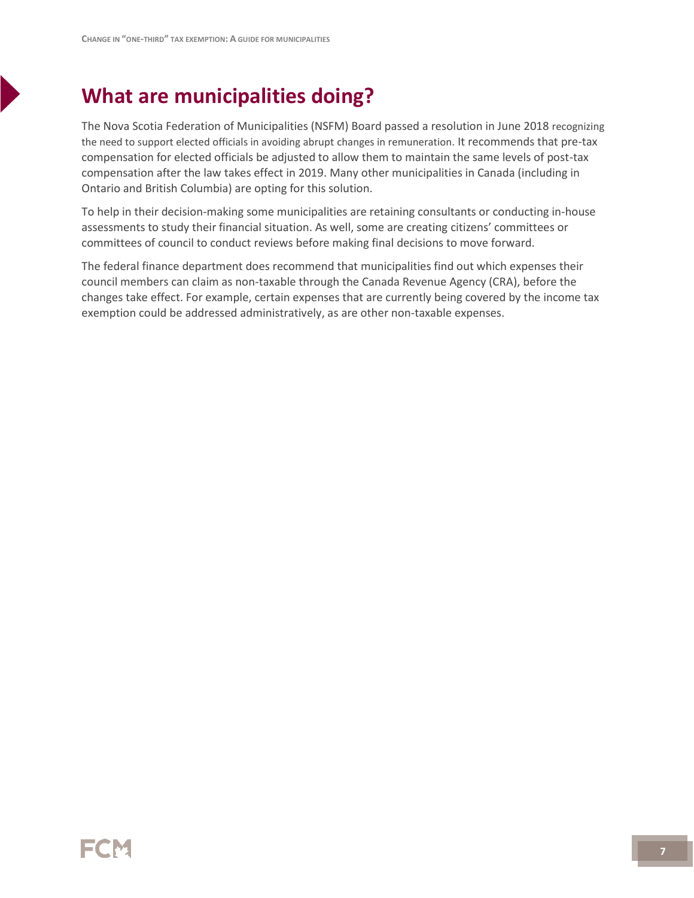# What are municipalities doing?

The Nova Scotia Federation of Municipalities (NSFM) Board passed a resolution in June 2018 recognizing the need to support elected officials in avoiding abrupt changes in remuneration. It recommends that pre-tax compensation for elected officials be adjusted to allow them to maintain the same levels of post-tax compensation after the law takes effect in 2019. Many other municipalities in Canada (including in Ontario and British Columbia) are opting for this solution.

To help in their decision-making some municipalities are retaining consultants or conducting in-house assessments to study their financial situation. As well, some are creating citizens' committees or committees of council to conduct reviews before making final decisions to move forward.

The federal finance department does recommend that municipalities find out which expenses their council members can claim as non-taxable through the Canada Revenue Agency (CRA), before the changes take effect. For example, certain expenses that are currently being covered by the income tax exemption could be addressed administratively, as are other non-taxable expenses.